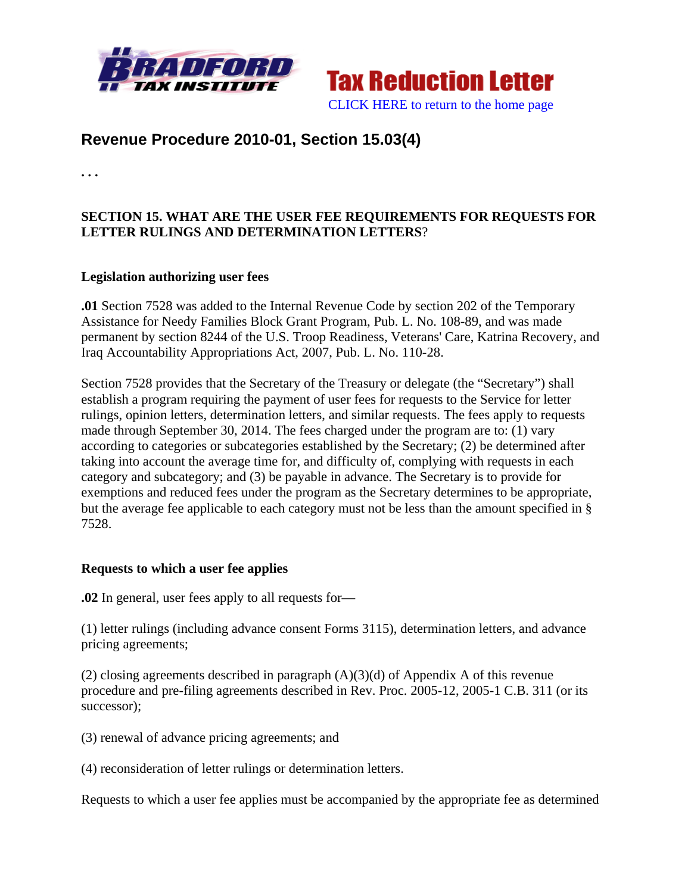Tax Reduction Letter

CLICK HERE to return to the home page

# Revenue Procedure 2010-01, Section 15.03(4)

. . .

**SECTION 15. WHAT ARE THE USER FEE REQUIREMENTS FOR REQUESTS FOR LETTER RULINGS AND DETERMINATION LETTERS**?

**Legislation authorizing user fees**

**.01** Section 7528 was added to the Internal Revenue Code by section 202 of the Temporary Assistance for Needy Families Block Grant Program, Pub. L. No. 108-89, and was made permanent by section 8244 of the U.S. Troop Readiness, Veterans' Care, Katrina Recovery, and Iraq Accountability Appropriations Act, 2007, Pub. L. No. 110-28.

Section 7528 provides that the Secretary of the Treasury or delegate (the "Secretary") shall establish a program requiring the payment of user fees for requests to the Service for letter rulings, opinion letters, determination letters, and similar requests. The fees apply to requests made through September 30, 2014. The fees charged under the program are to: (1) vary according to categories or subcategories established by the Secretary; (2) be determined after taking into account the average time for, and difficulty of, complying with requests in each category and subcategory; and (3) be payable in advance. The Secretary is to provide for exemptions and reduced fees under the program as the Secretary determines to be appropriate, but the average fee applicable to each category must not be less than the amount specified in § 7528.

**Requests to which a user fee applies**

**.02** In general, user fees apply to all requests for—

(1) letter rulings (including advance consent Forms 3115), determination letters, and advance pricing agreements;

(2) closing agreements described in paragraph (A)(3)(d) of Appendix A of this revenue procedure and pre-filing agreements described in Rev. Proc. 2005-12, 2005-1 C.B. 311 (or its successor);

(3) renewal of advance pricing agreements; and

(4) reconsideration of letter rulings or determination letters.

Requests to which a user fee applies must be accompanied by the appropriate fee as determined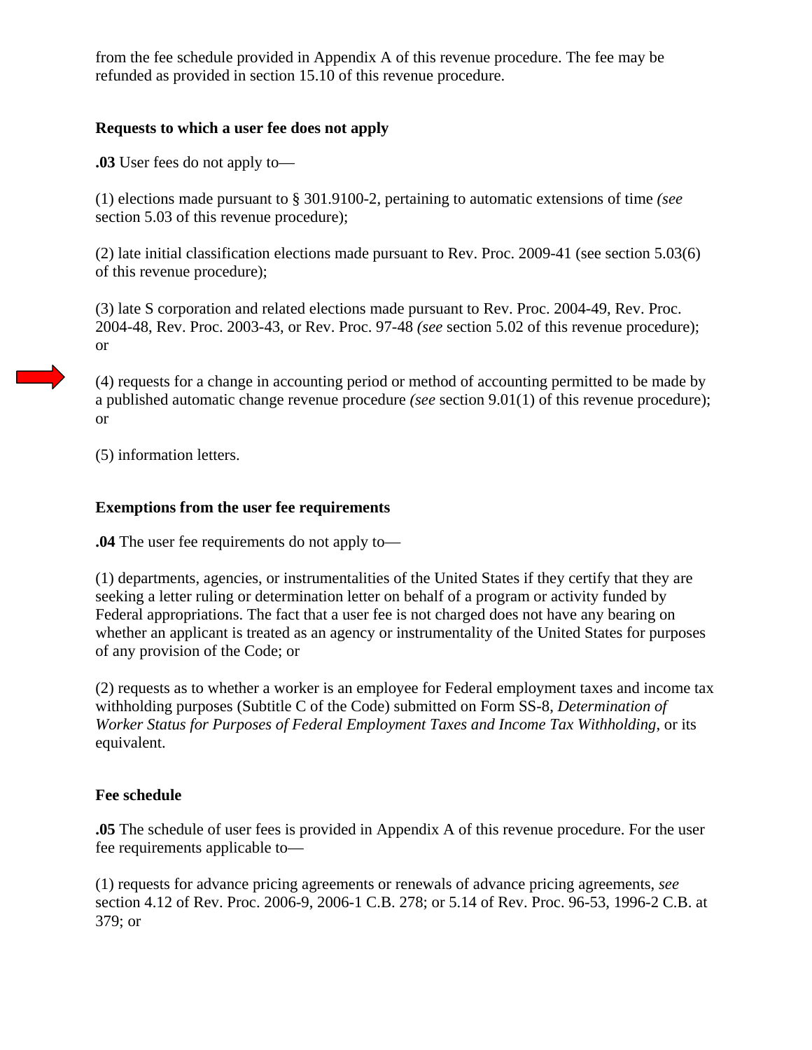from the fee schedule provided in Appendix A of this revenue procedure. The fee may be refunded as provided in section 15.10 of this revenue procedure.

**Requests to which a user fee does not apply**

**.03** User fees do not apply to—

(1) elections made pursuant to § 301.9100-2, pertaining to automatic extensions of time *(see* section 5.03 of this revenue procedure);

(2) late initial classification elections made pursuant to Rev. Proc. 2009-41 (see section 5.03(6) of this revenue procedure);

(3) late S corporation and related elections made pursuant to Rev. Proc. 2004-49, Rev. Proc. 2004-48, Rev. Proc. 2003-43, or Rev. Proc. 97-48 *(see* section 5.02 of this revenue procedure); or

(4) requests for a change in accounting period or method of accounting permitted to be made by a published automatic change revenue procedure *(see* section 9.01(1) of this revenue procedure); or

(5) information letters.

**Exemptions from the user fee requirements**

**.04** The user fee requirements do not apply to—

(1) departments, agencies, or instrumentalities of the United States if they certify that they are seeking a letter ruling or determination letter on behalf of a program or activity funded by Federal appropriations. The fact that a user fee is not charged does not have any bearing on whether an applicant is treated as an agency or instrumentality of the United States for purposes of any provision of the Code; or

(2) requests as to whether a worker is an employee for Federal employment taxes and income tax withholding purposes (Subtitle C of the Code) submitted on Form SS-8, *Determination of Worker Status for Purposes of Federal Employment Taxes and Income Tax Withholding*, or its equivalent.

**Fee schedule**

**.05** The schedule of user fees is provided in Appendix A of this revenue procedure. For the user fee requirements applicable to—

(1) requests for advance pricing agreements or renewals of advance pricing agreements, *see* section 4.12 of Rev. Proc. 2006-9, 2006-1 C.B. 278; or 5.14 of Rev. Proc. 96-53, 1996-2 C.B. at 379; or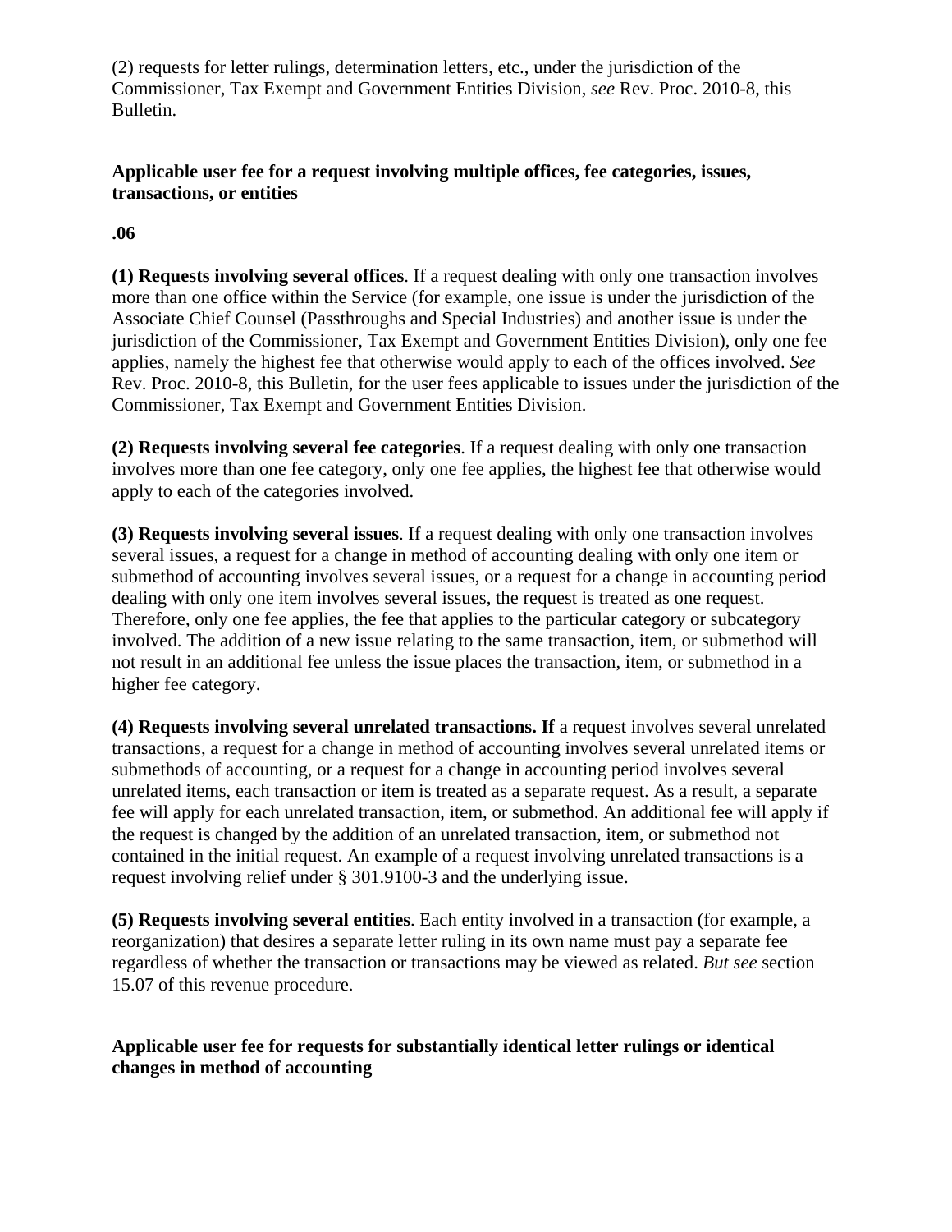(2) requests for letter rulings, determination letters, etc., under the jurisdiction of the Commissioner, Tax Exempt and Government Entities Division, *see* Rev. Proc. 2010-8, this Bulletin.

**Applicable user fee for a request involving multiple offices, fee categories, issues, transactions, or entities**

**.06**

**(1) Requests involving several offices**. If a request dealing with only one transaction involves more than one office within the Service (for example, one issue is under the jurisdiction of the Associate Chief Counsel (Passthroughs and Special Industries) and another issue is under the jurisdiction of the Commissioner, Tax Exempt and Government Entities Division), only one fee applies, namely the highest fee that otherwise would apply to each of the offices involved. *See* Rev. Proc. 2010-8, this Bulletin, for the user fees applicable to issues under the jurisdiction of the Commissioner, Tax Exempt and Government Entities Division.

**(2) Requests involving several fee categories**. If a request dealing with only one transaction involves more than one fee category, only one fee applies, the highest fee that otherwise would apply to each of the categories involved.

**(3) Requests involving several issues**. If a request dealing with only one transaction involves several issues, a request for a change in method of accounting dealing with only one item or submethod of accounting involves several issues, or a request for a change in accounting period dealing with only one item involves several issues, the request is treated as one request. Therefore, only one fee applies, the fee that applies to the particular category or subcategory involved. The addition of a new issue relating to the same transaction, item, or submethod will not result in an additional fee unless the issue places the transaction, item, or submethod in a higher fee category.

**(4) Requests involving several unrelated transactions. If** a request involves several unrelated transactions, a request for a change in method of accounting involves several unrelated items or submethods of accounting, or a request for a change in accounting period involves several unrelated items, each transaction or item is treated as a separate request. As a result, a separate fee will apply for each unrelated transaction, item, or submethod. An additional fee will apply if the request is changed by the addition of an unrelated transaction, item, or submethod not contained in the initial request. An example of a request involving unrelated transactions is a request involving relief under § 301.9100-3 and the underlying issue.

**(5) Requests involving several entities**. Each entity involved in a transaction (for example, a reorganization) that desires a separate letter ruling in its own name must pay a separate fee regardless of whether the transaction or transactions may be viewed as related. *But see* section 15.07 of this revenue procedure.

**Applicable user fee for requests for substantially identical letter rulings or identical changes in method of accounting**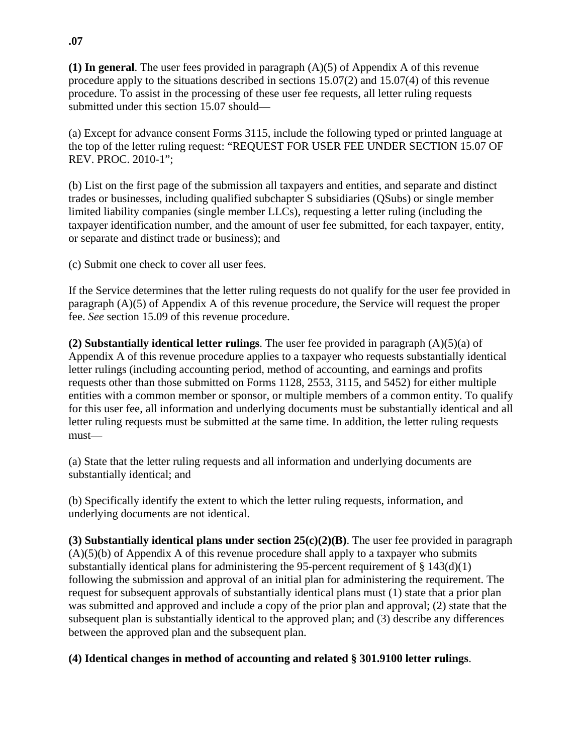**.07**

**(1) In general**. The user fees provided in paragraph (A)(5) of Appendix A of this revenue procedure apply to the situations described in sections 15.07(2) and 15.07(4) of this revenue procedure. To assist in the processing of these user fee requests, all letter ruling requests submitted under this section 15.07 should—

(a) Except for advance consent Forms 3115, include the following typed or printed language at the top of the letter ruling request: "REQUEST FOR USER FEE UNDER SECTION 15.07 OF REV. PROC. 2010-1";

(b) List on the first page of the submission all taxpayers and entities, and separate and distinct trades or businesses, including qualified subchapter S subsidiaries (QSubs) or single member limited liability companies (single member LLCs), requesting a letter ruling (including the taxpayer identification number, and the amount of user fee submitted, for each taxpayer, entity, or separate and distinct trade or business); and

(c) Submit one check to cover all user fees.

If the Service determines that the letter ruling requests do not qualify for the user fee provided in paragraph (A)(5) of Appendix A of this revenue procedure, the Service will request the proper fee. *See* section 15.09 of this revenue procedure.

**(2) Substantially identical letter rulings**. The user fee provided in paragraph (A)(5)(a) of Appendix A of this revenue procedure applies to a taxpayer who requests substantially identical letter rulings (including accounting period, method of accounting, and earnings and profits requests other than those submitted on Forms 1128, 2553, 3115, and 5452) for either multiple entities with a common member or sponsor, or multiple members of a common entity. To qualify for this user fee, all information and underlying documents must be substantially identical and all letter ruling requests must be submitted at the same time. In addition, the letter ruling requests must—

(a) State that the letter ruling requests and all information and underlying documents are substantially identical; and

(b) Specifically identify the extent to which the letter ruling requests, information, and underlying documents are not identical.

**(3) Substantially identical plans under section 25(c)(2)(B)**. The user fee provided in paragraph (A)(5)(b) of Appendix A of this revenue procedure shall apply to a taxpayer who submits substantially identical plans for administering the 95-percent requirement of § 143(d)(1) following the submission and approval of an initial plan for administering the requirement. The request for subsequent approvals of substantially identical plans must (1) state that a prior plan was submitted and approved and include a copy of the prior plan and approval; (2) state that the subsequent plan is substantially identical to the approved plan; and (3) describe any differences between the approved plan and the subsequent plan.

**(4) Identical changes in method of accounting and related § 301.9100 letter rulings**.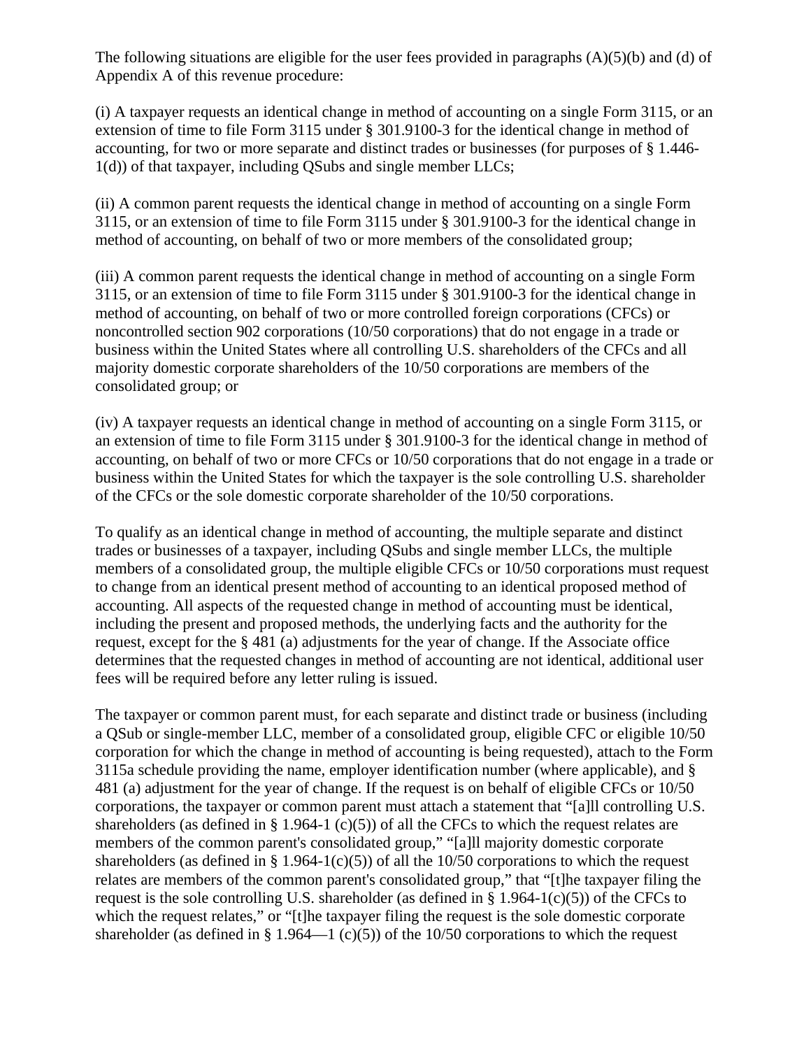The following situations are eligible for the user fees provided in paragraphs (A)(5)(b) and (d) of Appendix A of this revenue procedure:

(i) A taxpayer requests an identical change in method of accounting on a single Form 3115, or an extension of time to file Form 3115 under § 301.9100-3 for the identical change in method of accounting, for two or more separate and distinct trades or businesses (for purposes of § 1.446-1(d)) of that taxpayer, including QSubs and single member LLCs;

(ii) A common parent requests the identical change in method of accounting on a single Form 3115, or an extension of time to file Form 3115 under § 301.9100-3 for the identical change in method of accounting, on behalf of two or more members of the consolidated group;

(iii) A common parent requests the identical change in method of accounting on a single Form 3115, or an extension of time to file Form 3115 under § 301.9100-3 for the identical change in method of accounting, on behalf of two or more controlled foreign corporations (CFCs) or noncontrolled section 902 corporations (10/50 corporations) that do not engage in a trade or business within the United States where all controlling U.S. shareholders of the CFCs and all majority domestic corporate shareholders of the 10/50 corporations are members of the consolidated group; or

(iv) A taxpayer requests an identical change in method of accounting on a single Form 3115, or an extension of time to file Form 3115 under § 301.9100-3 for the identical change in method of accounting, on behalf of two or more CFCs or 10/50 corporations that do not engage in a trade or business within the United States for which the taxpayer is the sole controlling U.S. shareholder of the CFCs or the sole domestic corporate shareholder of the 10/50 corporations.

To qualify as an identical change in method of accounting, the multiple separate and distinct trades or businesses of a taxpayer, including QSubs and single member LLCs, the multiple members of a consolidated group, the multiple eligible CFCs or 10/50 corporations must request to change from an identical present method of accounting to an identical proposed method of accounting. All aspects of the requested change in method of accounting must be identical, including the present and proposed methods, the underlying facts and the authority for the request, except for the § 481 (a) adjustments for the year of change. If the Associate office determines that the requested changes in method of accounting are not identical, additional user fees will be required before any letter ruling is issued.

The taxpayer or common parent must, for each separate and distinct trade or business (including a QSub or single-member LLC, member of a consolidated group, eligible CFC or eligible 10/50 corporation for which the change in method of accounting is being requested), attach to the Form 3115a schedule providing the name, employer identification number (where applicable), and § 481 (a) adjustment for the year of change. If the request is on behalf of eligible CFCs or 10/50 corporations, the taxpayer or common parent must attach a statement that "[a]ll controlling U.S. shareholders (as defined in § 1.964-1 (c)(5)) of all the CFCs to which the request relates are members of the common parent's consolidated group," "[a]ll majority domestic corporate shareholders (as defined in § 1.964-1(c)(5)) of all the 10/50 corporations to which the request relates are members of the common parent's consolidated group," that "[t]he taxpayer filing the request is the sole controlling U.S. shareholder (as defined in § 1.964-1(c)(5)) of the CFCs to which the request relates," or "[t]he taxpayer filing the request is the sole domestic corporate shareholder (as defined in § 1.964—1 (c)(5)) of the 10/50 corporations to which the request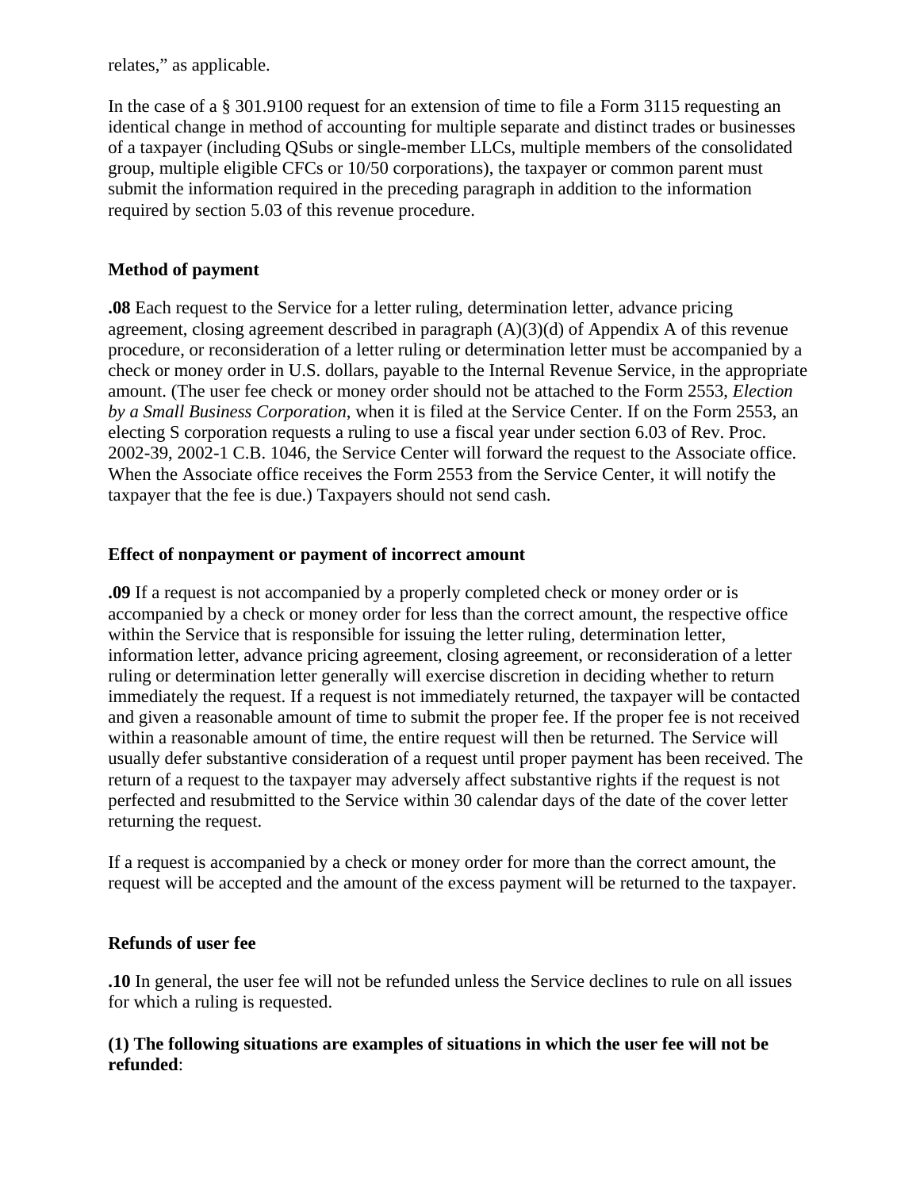relates," as applicable.

In the case of a § 301.9100 request for an extension of time to file a Form 3115 requesting an identical change in method of accounting for multiple separate and distinct trades or businesses of a taxpayer (including QSubs or single-member LLCs, multiple members of the consolidated group, multiple eligible CFCs or 10/50 corporations), the taxpayer or common parent must submit the information required in the preceding paragraph in addition to the information required by section 5.03 of this revenue procedure.

### Method of payment

**.08** Each request to the Service for a letter ruling, determination letter, advance pricing agreement, closing agreement described in paragraph (A)(3)(d) of Appendix A of this revenue procedure, or reconsideration of a letter ruling or determination letter must be accompanied by a check or money order in U.S. dollars, payable to the Internal Revenue Service, in the appropriate amount. (The user fee check or money order should not be attached to the Form 2553, *Election by a Small Business Corporation*, when it is filed at the Service Center. If on the Form 2553, an electing S corporation requests a ruling to use a fiscal year under section 6.03 of Rev. Proc. 2002-39, 2002-1 C.B. 1046, the Service Center will forward the request to the Associate office. When the Associate office receives the Form 2553 from the Service Center, it will notify the taxpayer that the fee is due.) Taxpayers should not send cash.

### Effect of nonpayment or payment of incorrect amount

**.09** If a request is not accompanied by a properly completed check or money order or is accompanied by a check or money order for less than the correct amount, the respective office within the Service that is responsible for issuing the letter ruling, determination letter, information letter, advance pricing agreement, closing agreement, or reconsideration of a letter ruling or determination letter generally will exercise discretion in deciding whether to return immediately the request. If a request is not immediately returned, the taxpayer will be contacted and given a reasonable amount of time to submit the proper fee. If the proper fee is not received within a reasonable amount of time, the entire request will then be returned. The Service will usually defer substantive consideration of a request until proper payment has been received. The return of a request to the taxpayer may adversely affect substantive rights if the request is not perfected and resubmitted to the Service within 30 calendar days of the date of the cover letter returning the request.

If a request is accompanied by a check or money order for more than the correct amount, the request will be accepted and the amount of the excess payment will be returned to the taxpayer.

### Refunds of user fee

**.10** In general, the user fee will not be refunded unless the Service declines to rule on all issues for which a ruling is requested.

**(1) The following situations are examples of situations in which the user fee will not be refunded**: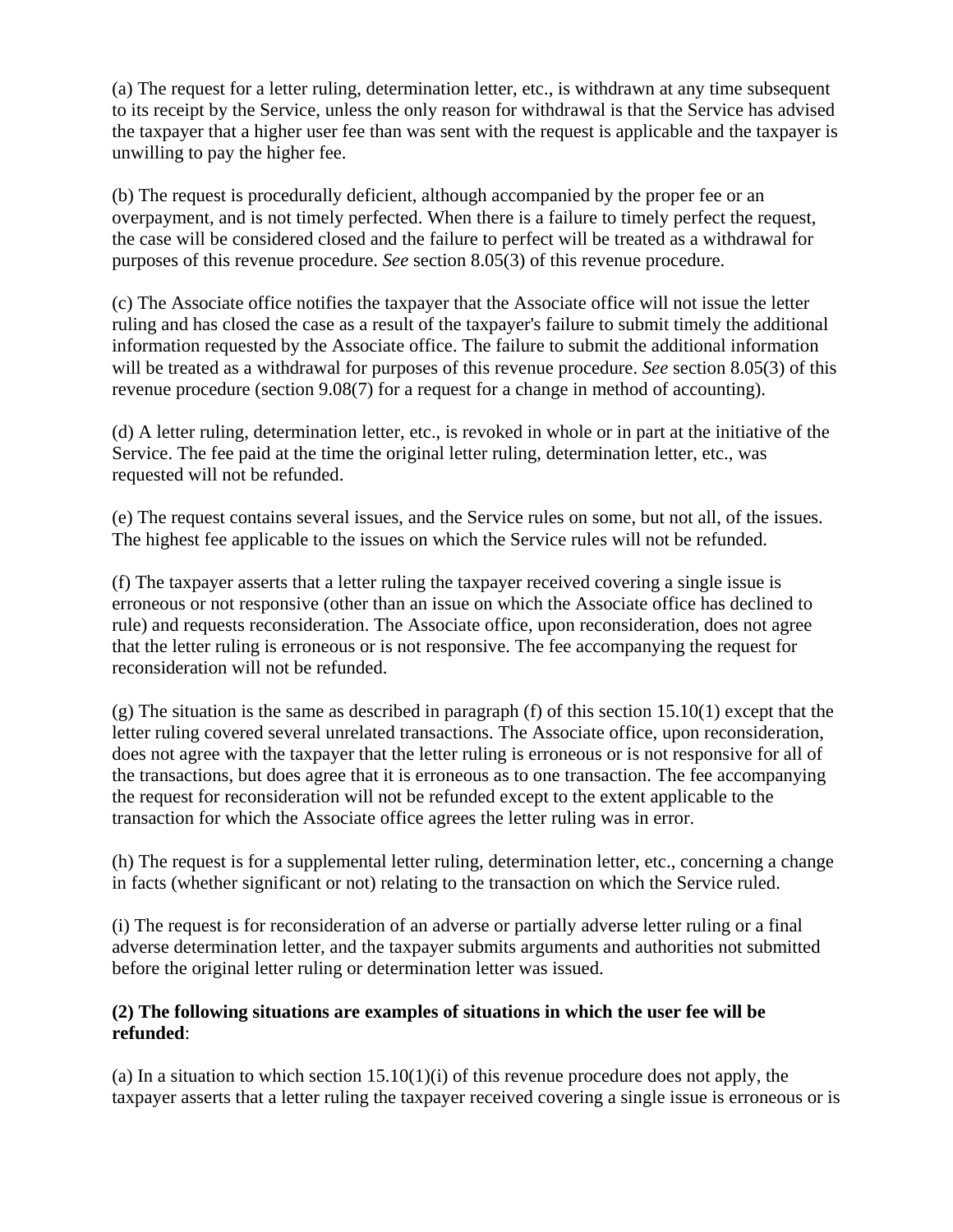(a) The request for a letter ruling, determination letter, etc., is withdrawn at any time subsequent to its receipt by the Service, unless the only reason for withdrawal is that the Service has advised the taxpayer that a higher user fee than was sent with the request is applicable and the taxpayer is unwilling to pay the higher fee.

(b) The request is procedurally deficient, although accompanied by the proper fee or an overpayment, and is not timely perfected. When there is a failure to timely perfect the request, the case will be considered closed and the failure to perfect will be treated as a withdrawal for purposes of this revenue procedure. *See* section 8.05(3) of this revenue procedure.

(c) The Associate office notifies the taxpayer that the Associate office will not issue the letter ruling and has closed the case as a result of the taxpayer's failure to submit timely the additional information requested by the Associate office. The failure to submit the additional information will be treated as a withdrawal for purposes of this revenue procedure. *See* section 8.05(3) of this revenue procedure (section 9.08(7) for a request for a change in method of accounting).

(d) A letter ruling, determination letter, etc., is revoked in whole or in part at the initiative of the Service. The fee paid at the time the original letter ruling, determination letter, etc., was requested will not be refunded.

(e) The request contains several issues, and the Service rules on some, but not all, of the issues. The highest fee applicable to the issues on which the Service rules will not be refunded.

(f) The taxpayer asserts that a letter ruling the taxpayer received covering a single issue is erroneous or not responsive (other than an issue on which the Associate office has declined to rule) and requests reconsideration. The Associate office, upon reconsideration, does not agree that the letter ruling is erroneous or is not responsive. The fee accompanying the request for reconsideration will not be refunded.

(g) The situation is the same as described in paragraph (f) of this section 15.10(1) except that the letter ruling covered several unrelated transactions. The Associate office, upon reconsideration, does not agree with the taxpayer that the letter ruling is erroneous or is not responsive for all of the transactions, but does agree that it is erroneous as to one transaction. The fee accompanying the request for reconsideration will not be refunded except to the extent applicable to the transaction for which the Associate office agrees the letter ruling was in error.

(h) The request is for a supplemental letter ruling, determination letter, etc., concerning a change in facts (whether significant or not) relating to the transaction on which the Service ruled.

(i) The request is for reconsideration of an adverse or partially adverse letter ruling or a final adverse determination letter, and the taxpayer submits arguments and authorities not submitted before the original letter ruling or determination letter was issued.

**(2) The following situations are examples of situations in which the user fee will be refunded**:

(a) In a situation to which section 15.10(1)(i) of this revenue procedure does not apply, the taxpayer asserts that a letter ruling the taxpayer received covering a single issue is erroneous or is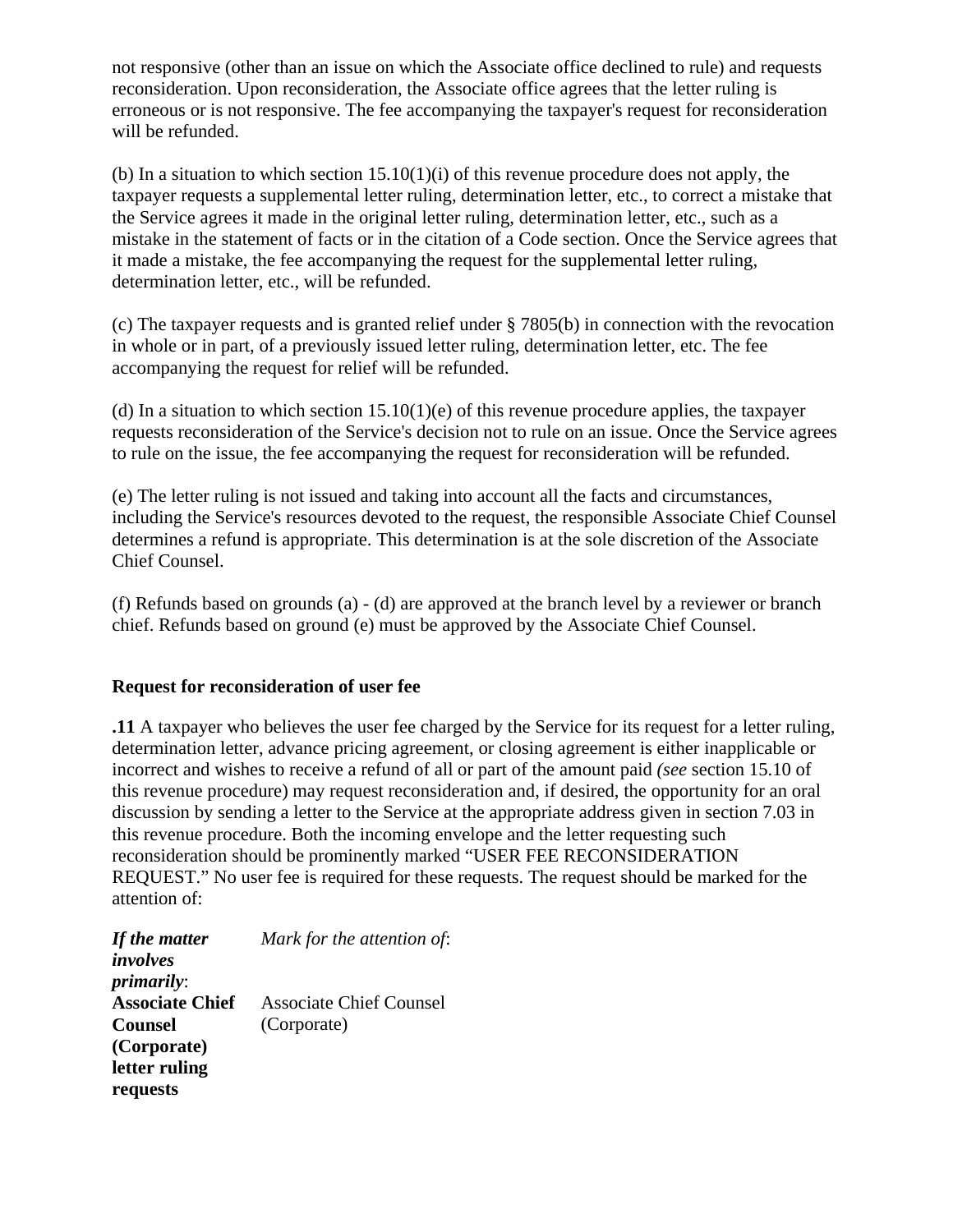not responsive (other than an issue on which the Associate office declined to rule) and requests reconsideration. Upon reconsideration, the Associate office agrees that the letter ruling is erroneous or is not responsive. The fee accompanying the taxpayer's request for reconsideration will be refunded.

(b) In a situation to which section 15.10(1)(i) of this revenue procedure does not apply, the taxpayer requests a supplemental letter ruling, determination letter, etc., to correct a mistake that the Service agrees it made in the original letter ruling, determination letter, etc., such as a mistake in the statement of facts or in the citation of a Code section. Once the Service agrees that it made a mistake, the fee accompanying the request for the supplemental letter ruling, determination letter, etc., will be refunded.

(c) The taxpayer requests and is granted relief under § 7805(b) in connection with the revocation in whole or in part, of a previously issued letter ruling, determination letter, etc. The fee accompanying the request for relief will be refunded.

(d) In a situation to which section 15.10(1)(e) of this revenue procedure applies, the taxpayer requests reconsideration of the Service's decision not to rule on an issue. Once the Service agrees to rule on the issue, the fee accompanying the request for reconsideration will be refunded.

(e) The letter ruling is not issued and taking into account all the facts and circumstances, including the Service's resources devoted to the request, the responsible Associate Chief Counsel determines a refund is appropriate. This determination is at the sole discretion of the Associate Chief Counsel.

(f) Refunds based on grounds (a) - (d) are approved at the branch level by a reviewer or branch chief. Refunds based on ground (e) must be approved by the Associate Chief Counsel.

**Request for reconsideration of user fee**

**.11** A taxpayer who believes the user fee charged by the Service for its request for a letter ruling, determination letter, advance pricing agreement, or closing agreement is either inapplicable or incorrect and wishes to receive a refund of all or part of the amount paid *(see* section 15.10 of this revenue procedure) may request reconsideration and, if desired, the opportunity for an oral discussion by sending a letter to the Service at the appropriate address given in section 7.03 in this revenue procedure. Both the incoming envelope and the letter requesting such reconsideration should be prominently marked "USER FEE RECONSIDERATION REQUEST." No user fee is required for these requests. The request should be marked for the attention of:

| *If the matter involves primarily*: | *Mark for the attention of*: |
|---|---|
| **Associate Chief Counsel (Corporate) letter ruling requests** | Associate Chief Counsel (Corporate) |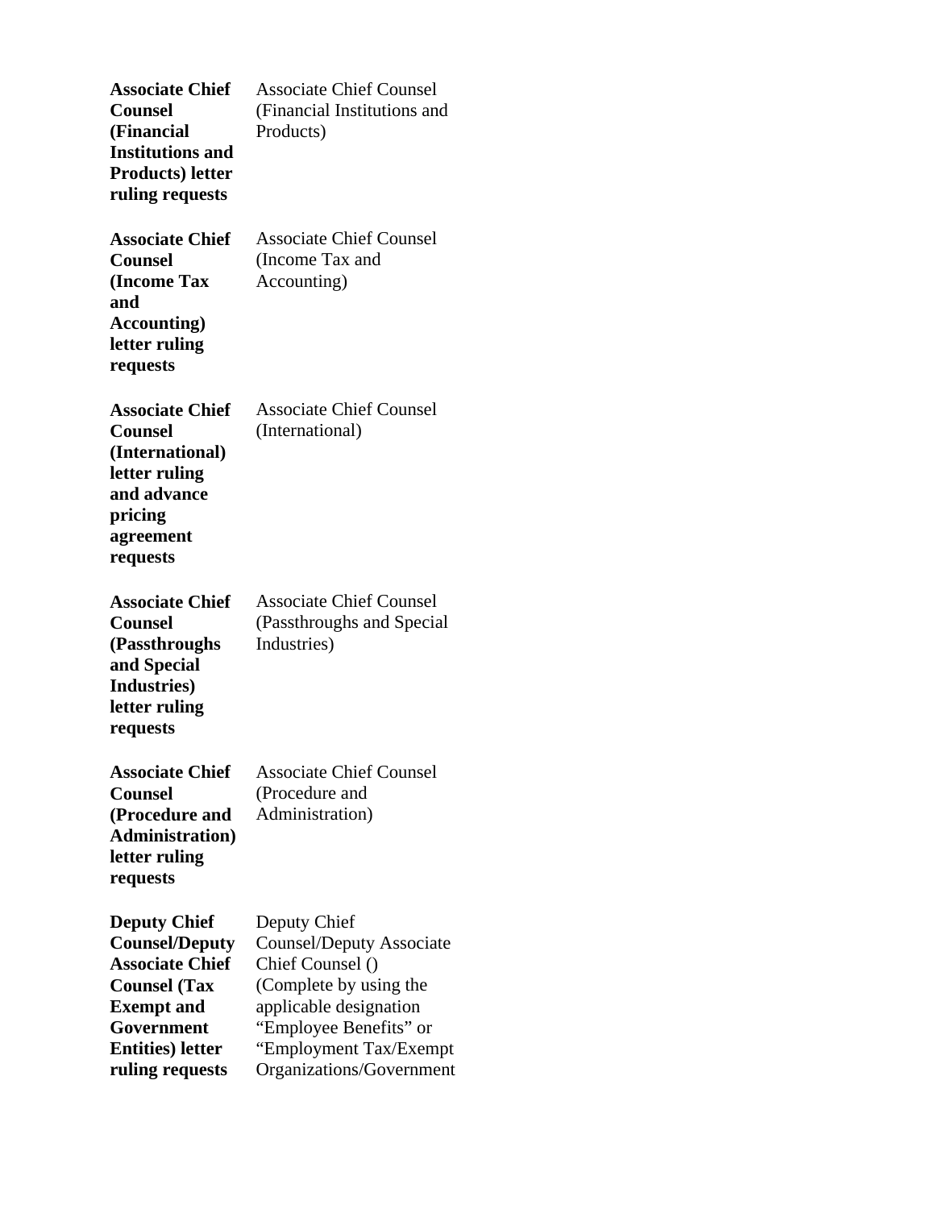| | |
|---|---|
| **Associate Chief Counsel (Financial Institutions and Products) letter ruling requests** | Associate Chief Counsel (Financial Institutions and Products) |
| **Associate Chief Counsel (Income Tax and Accounting) letter ruling requests** | Associate Chief Counsel (Income Tax and Accounting) |
| **Associate Chief Counsel (International) letter ruling and advance pricing agreement requests** | Associate Chief Counsel (International) |
| **Associate Chief Counsel (Passthroughs and Special Industries) letter ruling requests** | Associate Chief Counsel (Passthroughs and Special Industries) |
| **Associate Chief Counsel (Procedure and Administration) letter ruling requests** | Associate Chief Counsel (Procedure and Administration) |
| **Deputy Chief Counsel/Deputy Associate Chief Counsel (Tax Exempt and Government Entities) letter ruling requests** | Deputy Chief Counsel/Deputy Associate Chief Counsel () (Complete by using the applicable designation "Employee Benefits" or "Employment Tax/Exempt Organizations/Government |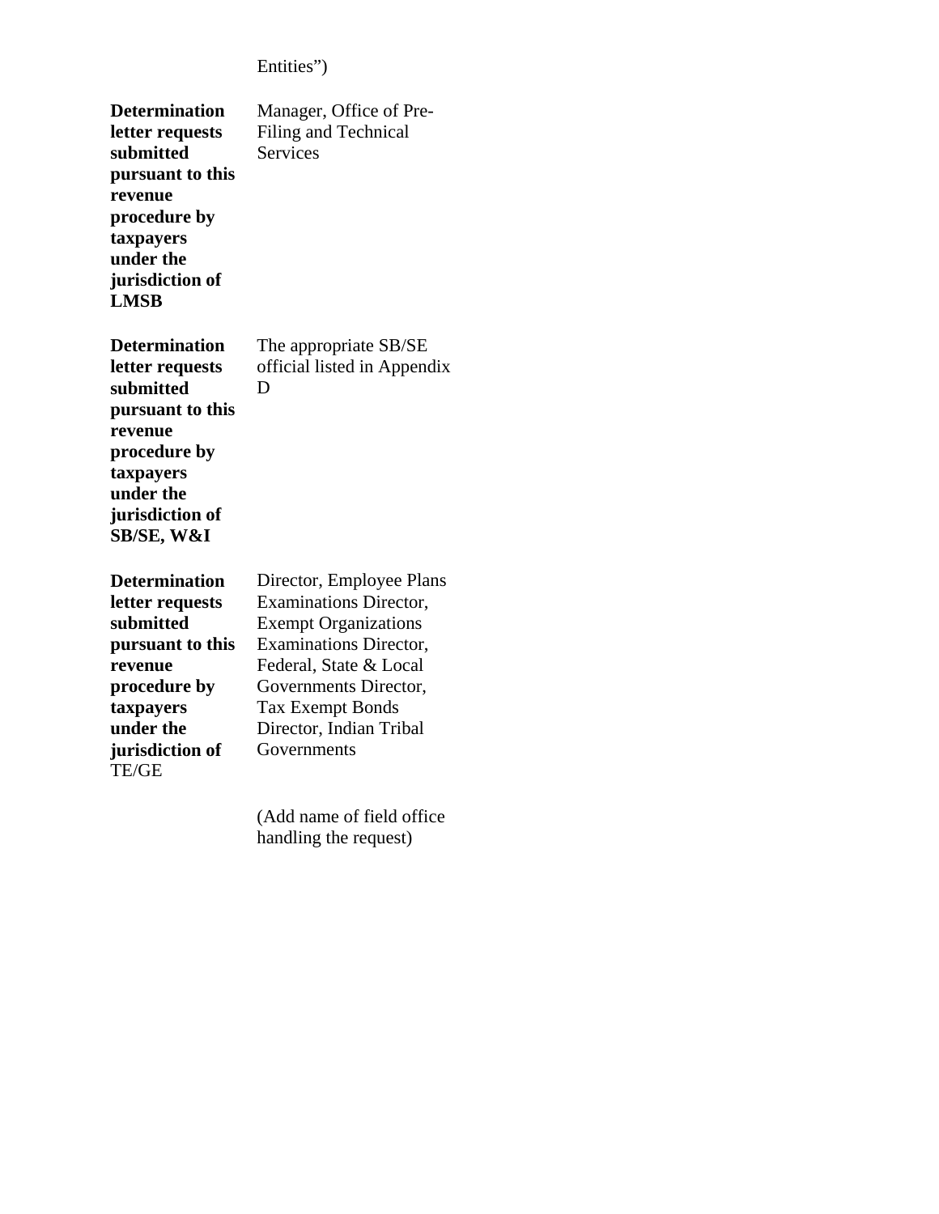| | |
|---|---|
| | Entities") |
| **Determination letter requests submitted pursuant to this revenue procedure by taxpayers under the jurisdiction of LMSB** | Manager, Office of Pre-Filing and Technical Services |
| **Determination letter requests submitted pursuant to this revenue procedure by taxpayers under the jurisdiction of SB/SE, W&I** | The appropriate SB/SE official listed in Appendix D |
| **Determination letter requests submitted pursuant to this revenue procedure by taxpayers under the jurisdiction of** TE/GE | Director, Employee Plans Examinations Director, Exempt Organizations Examinations Director, Federal, State & Local Governments Director, Tax Exempt Bonds Director, Indian Tribal Governments |
| | (Add name of field office handling the request) |